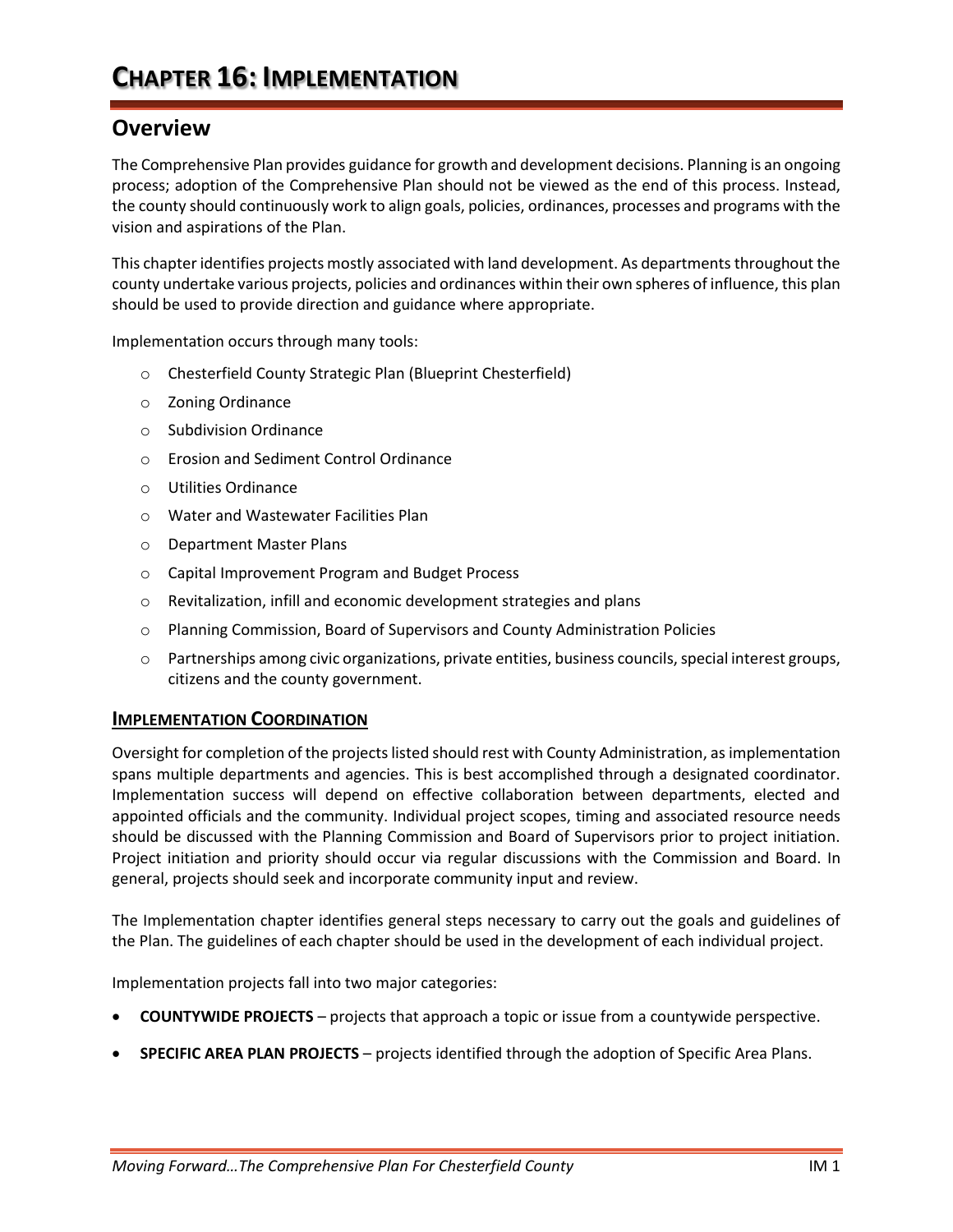# CHAPTER 16: IMPLEMENTATION

## Overview

The Comprehensive Plan provides guidance for growth and development decisions. Planning is an ongoing process; adoption of the Comprehensive Plan should not be viewed as the end of this process. Instead, the county should continuously work to align goals, policies, ordinances, processes and programs with the vision and aspirations of the Plan.

This chapter identifies projects mostly associated with land development. As departments throughout the county undertake various projects, policies and ordinances within their own spheres of influence, this plan should be used to provide direction and guidance where appropriate.

Implementation occurs through many tools:

- Chesterfield County Strategic Plan (Blueprint Chesterfield)
- Zoning Ordinance
- Subdivision Ordinance
- Erosion and Sediment Control Ordinance
- Utilities Ordinance
- Water and Wastewater Facilities Plan
- Department Master Plans
- Capital Improvement Program and Budget Process
- Revitalization, infill and economic development strategies and plans
- Planning Commission, Board of Supervisors and County Administration Policies
- Partnerships among civic organizations, private entities, business councils, special interest groups, citizens and the county government.

### IMPLEMENTATION COORDINATION

Oversight for completion of the projects listed should rest with County Administration, as implementation spans multiple departments and agencies. This is best accomplished through a designated coordinator. Implementation success will depend on effective collaboration between departments, elected and appointed officials and the community. Individual project scopes, timing and associated resource needs should be discussed with the Planning Commission and Board of Supervisors prior to project initiation. Project initiation and priority should occur via regular discussions with the Commission and Board. In general, projects should seek and incorporate community input and review.

The Implementation chapter identifies general steps necessary to carry out the goals and guidelines of the Plan. The guidelines of each chapter should be used in the development of each individual project.

Implementation projects fall into two major categories:

- **COUNTYWIDE PROJECTS** – projects that approach a topic or issue from a countywide perspective.
- **SPECIFIC AREA PLAN PROJECTS** – projects identified through the adoption of Specific Area Plans.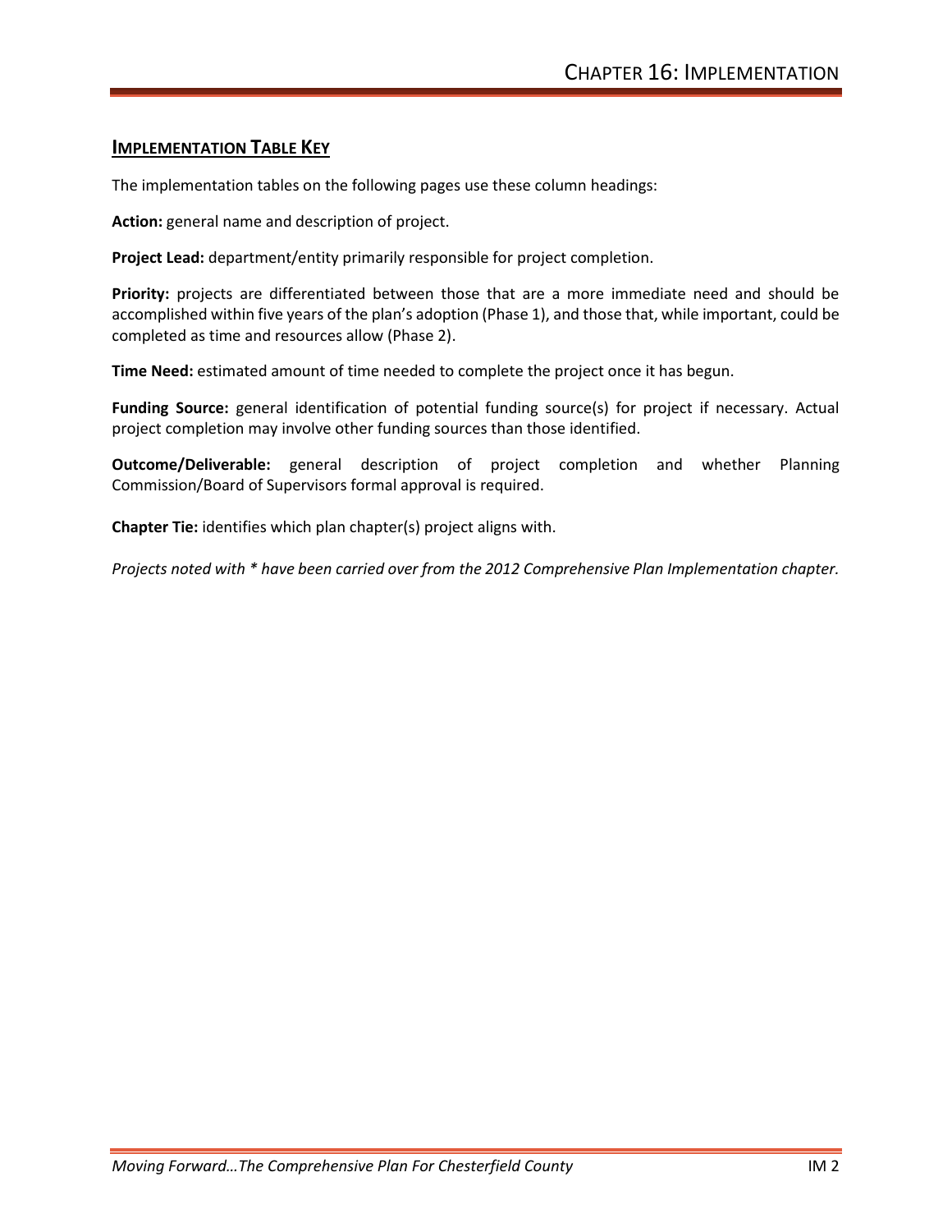## Implementation Table Key

The implementation tables on the following pages use these column headings:

**Action:** general name and description of project.

**Project Lead:** department/entity primarily responsible for project completion.

**Priority:** projects are differentiated between those that are a more immediate need and should be accomplished within five years of the plan's adoption (Phase 1), and those that, while important, could be completed as time and resources allow (Phase 2).

**Time Need:** estimated amount of time needed to complete the project once it has begun.

**Funding Source:** general identification of potential funding source(s) for project if necessary. Actual project completion may involve other funding sources than those identified.

**Outcome/Deliverable:** general description of project completion and whether Planning Commission/Board of Supervisors formal approval is required.

**Chapter Tie:** identifies which plan chapter(s) project aligns with.

*Projects noted with * have been carried over from the 2012 Comprehensive Plan Implementation chapter.*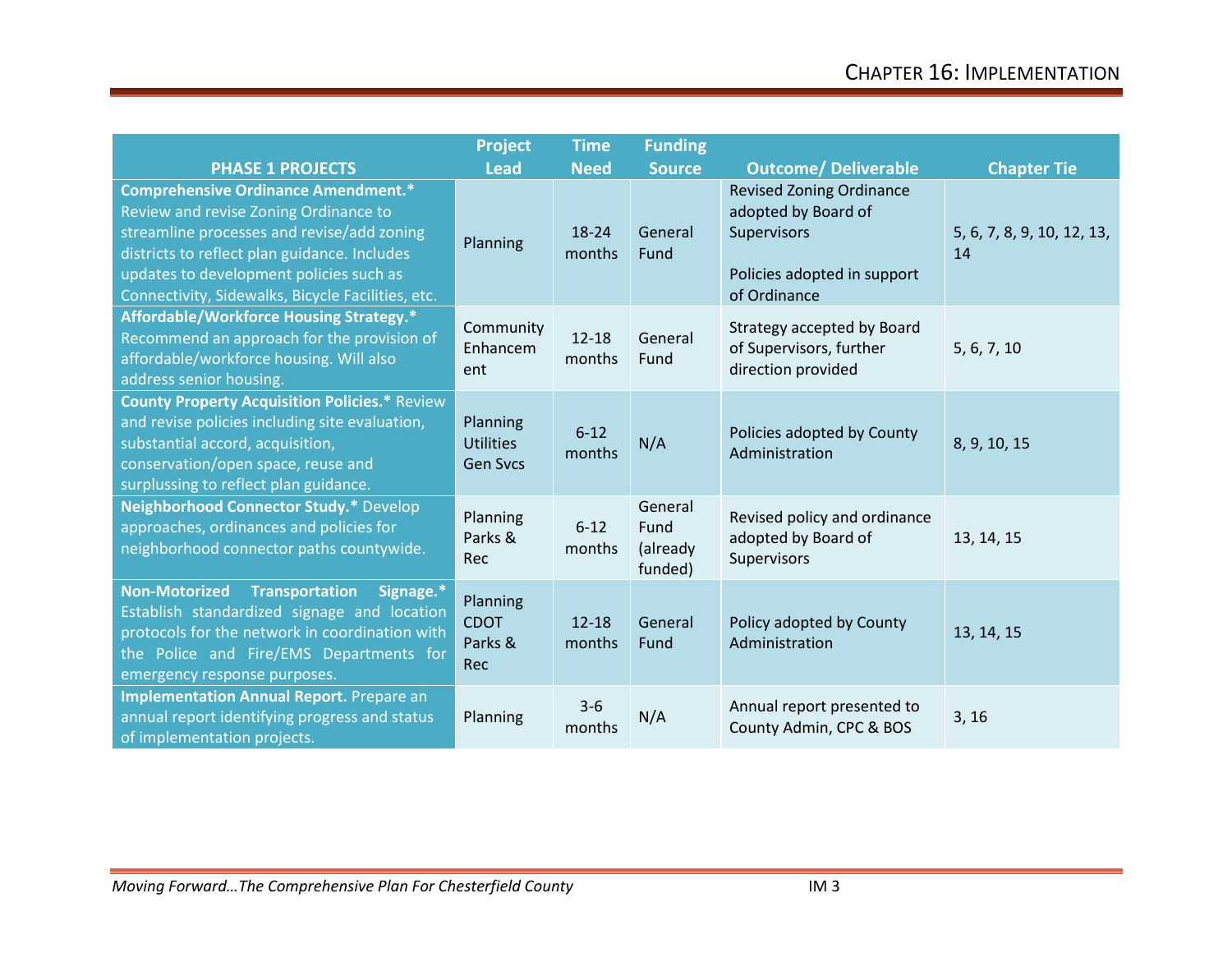| PHASE 1 PROJECTS | Project Lead | Time Need | Funding Source | Outcome/ Deliverable | Chapter Tie |
|---|---|---|---|---|---|
| **Comprehensive Ordinance Amendment.*** Review and revise Zoning Ordinance to streamline processes and revise/add zoning districts to reflect plan guidance. Includes updates to development policies such as Connectivity, Sidewalks, Bicycle Facilities, etc. | Planning | 18-24 months | General Fund | Revised Zoning Ordinance adopted by Board of Supervisors<br><br>Policies adopted in support of Ordinance | 5, 6, 7, 8, 9, 10, 12, 13, 14 |
| **Affordable/Workforce Housing Strategy.*** Recommend an approach for the provision of affordable/workforce housing. Will also address senior housing. | Community Enhancement | 12-18 months | General Fund | Strategy accepted by Board of Supervisors, further direction provided | 5, 6, 7, 10 |
| **County Property Acquisition Policies.*** Review and revise policies including site evaluation, substantial accord, acquisition, conservation/open space, reuse and surplussing to reflect plan guidance. | Planning<br>Utilities<br>Gen Svcs | 6-12 months | N/A | Policies adopted by County Administration | 8, 9, 10, 15 |
| **Neighborhood Connector Study.*** Develop approaches, ordinances and policies for neighborhood connector paths countywide. | Planning<br>Parks & Rec | 6-12 months | General Fund (already funded) | Revised policy and ordinance adopted by Board of Supervisors | 13, 14, 15 |
| **Non-Motorized Transportation Signage.*** Establish standardized signage and location protocols for the network in coordination with the Police and Fire/EMS Departments for emergency response purposes. | Planning<br>CDOT<br>Parks & Rec | 12-18 months | General Fund | Policy adopted by County Administration | 13, 14, 15 |
| **Implementation Annual Report.** Prepare an annual report identifying progress and status of implementation projects. | Planning | 3-6 months | N/A | Annual report presented to County Admin, CPC & BOS | 3, 16 |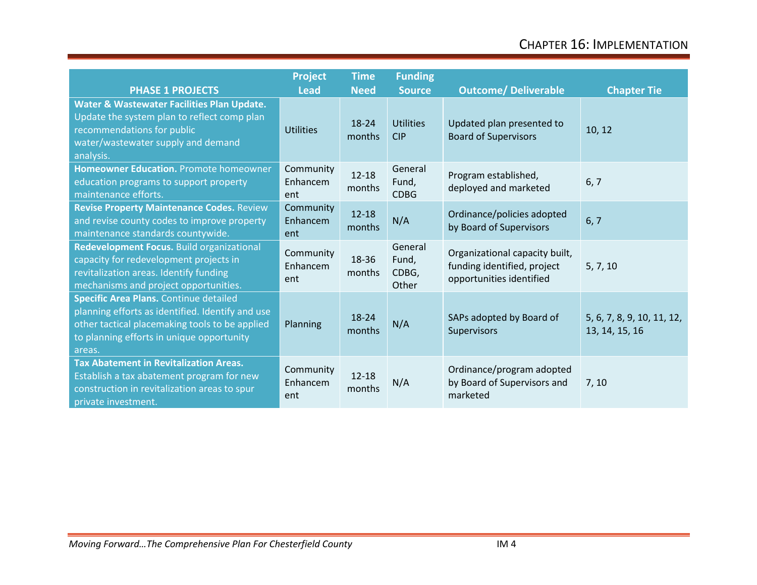| PHASE 1 PROJECTS | Project Lead | Time Need | Funding Source | Outcome/ Deliverable | Chapter Tie |
|---|---|---|---|---|---|
| **Water & Wastewater Facilities Plan Update.** Update the system plan to reflect comp plan recommendations for public water/wastewater supply and demand analysis. | Utilities | 18-24 months | Utilities CIP | Updated plan presented to Board of Supervisors | 10, 12 |
| **Homeowner Education.** Promote homeowner education programs to support property maintenance efforts. | Community Enhancement | 12-18 months | General Fund, CDBG | Program established, deployed and marketed | 6, 7 |
| **Revise Property Maintenance Codes.** Review and revise county codes to improve property maintenance standards countywide. | Community Enhancement | 12-18 months | N/A | Ordinance/policies adopted by Board of Supervisors | 6, 7 |
| **Redevelopment Focus.** Build organizational capacity for redevelopment projects in revitalization areas. Identify funding mechanisms and project opportunities. | Community Enhancement | 18-36 months | General Fund, CDBG, Other | Organizational capacity built, funding identified, project opportunities identified | 5, 7, 10 |
| **Specific Area Plans.** Continue detailed planning efforts as identified. Identify and use other tactical placemaking tools to be applied to planning efforts in unique opportunity areas. | Planning | 18-24 months | N/A | SAPs adopted by Board of Supervisors | 5, 6, 7, 8, 9, 10, 11, 12, 13, 14, 15, 16 |
| **Tax Abatement in Revitalization Areas.** Establish a tax abatement program for new construction in revitalization areas to spur private investment. | Community Enhancement | 12-18 months | N/A | Ordinance/program adopted by Board of Supervisors and marketed | 7, 10 |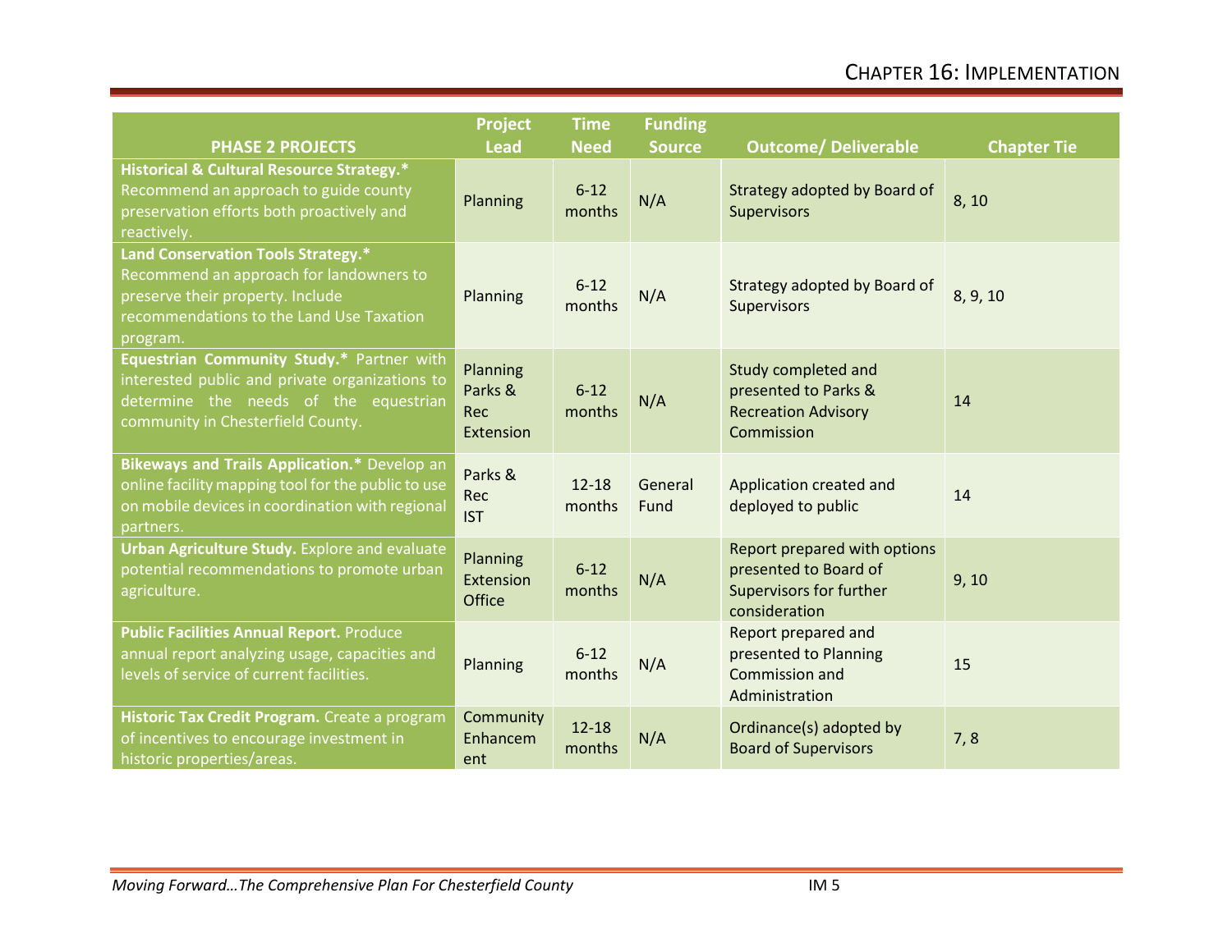| PHASE 2 PROJECTS | Project Lead | Time Need | Funding Source | Outcome/ Deliverable | Chapter Tie |
|---|---|---|---|---|---|
| **Historical & Cultural Resource Strategy.*** Recommend an approach to guide county preservation efforts both proactively and reactively. | Planning | 6-12 months | N/A | Strategy adopted by Board of Supervisors | 8, 10 |
| **Land Conservation Tools Strategy.*** Recommend an approach for landowners to preserve their property. Include recommendations to the Land Use Taxation program. | Planning | 6-12 months | N/A | Strategy adopted by Board of Supervisors | 8, 9, 10 |
| **Equestrian Community Study.*** Partner with interested public and private organizations to determine the needs of the equestrian community in Chesterfield County. | Planning Parks & Rec Extension | 6-12 months | N/A | Study completed and presented to Parks & Recreation Advisory Commission | 14 |
| **Bikeways and Trails Application.*** Develop an online facility mapping tool for the public to use on mobile devices in coordination with regional partners. | Parks & Rec IST | 12-18 months | General Fund | Application created and deployed to public | 14 |
| **Urban Agriculture Study.** Explore and evaluate potential recommendations to promote urban agriculture. | Planning Extension Office | 6-12 months | N/A | Report prepared with options presented to Board of Supervisors for further consideration | 9, 10 |
| **Public Facilities Annual Report.** Produce annual report analyzing usage, capacities and levels of service of current facilities. | Planning | 6-12 months | N/A | Report prepared and presented to Planning Commission and Administration | 15 |
| **Historic Tax Credit Program.** Create a program of incentives to encourage investment in historic properties/areas. | Community Enhancement | 12-18 months | N/A | Ordinance(s) adopted by Board of Supervisors | 7, 8 |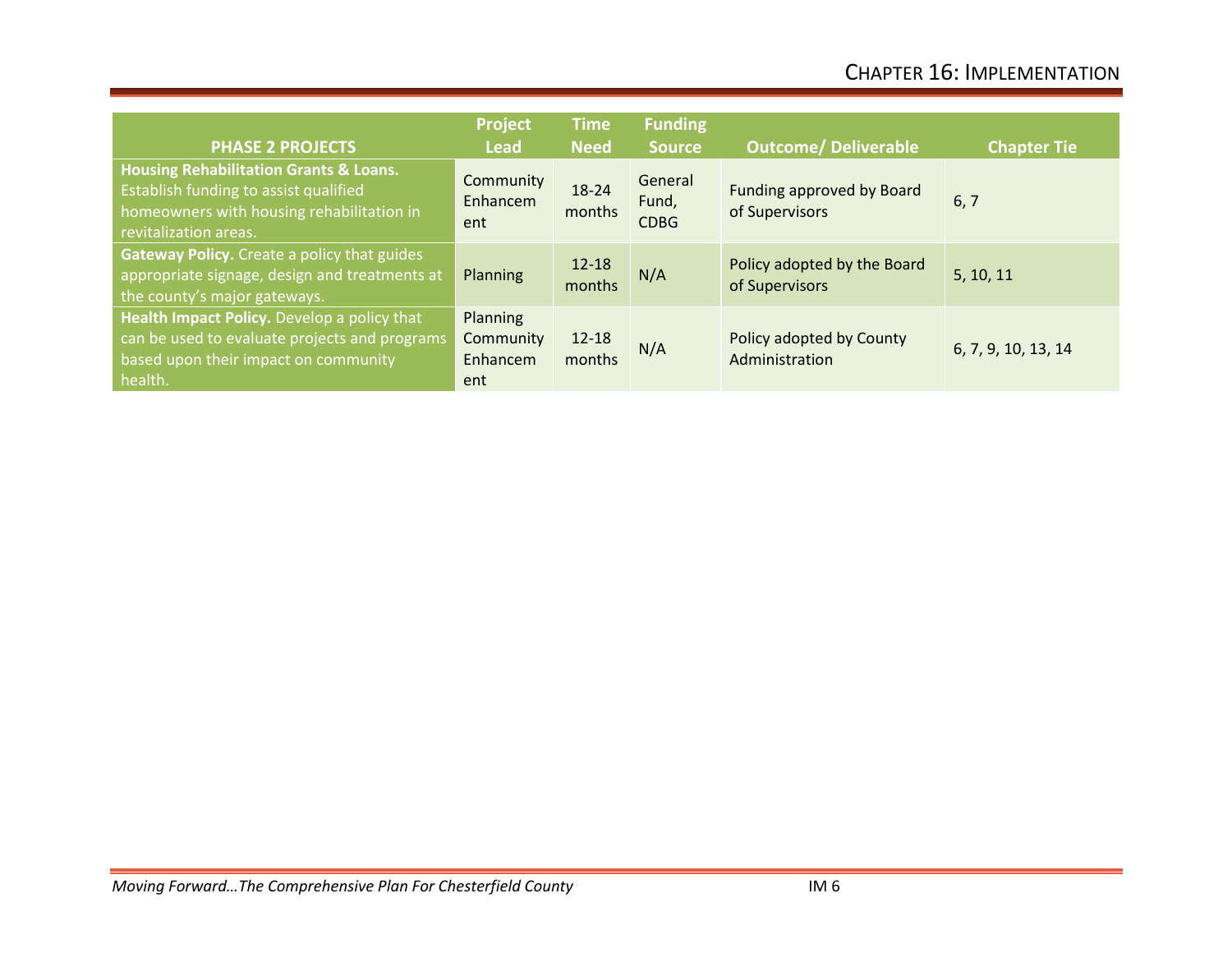| PHASE 2 PROJECTS | Project Lead | Time Need | Funding Source | Outcome/ Deliverable | Chapter Tie |
|---|---|---|---|---|---|
| **Housing Rehabilitation Grants & Loans.** Establish funding to assist qualified homeowners with housing rehabilitation in revitalization areas. | Community Enhancement | 18-24 months | General Fund, CDBG | Funding approved by Board of Supervisors | 6, 7 |
| **Gateway Policy.** Create a policy that guides appropriate signage, design and treatments at the county's major gateways. | Planning | 12-18 months | N/A | Policy adopted by the Board of Supervisors | 5, 10, 11 |
| **Health Impact Policy.** Develop a policy that can be used to evaluate projects and programs based upon their impact on community health. | Planning Community Enhancement | 12-18 months | N/A | Policy adopted by County Administration | 6, 7, 9, 10, 13, 14 |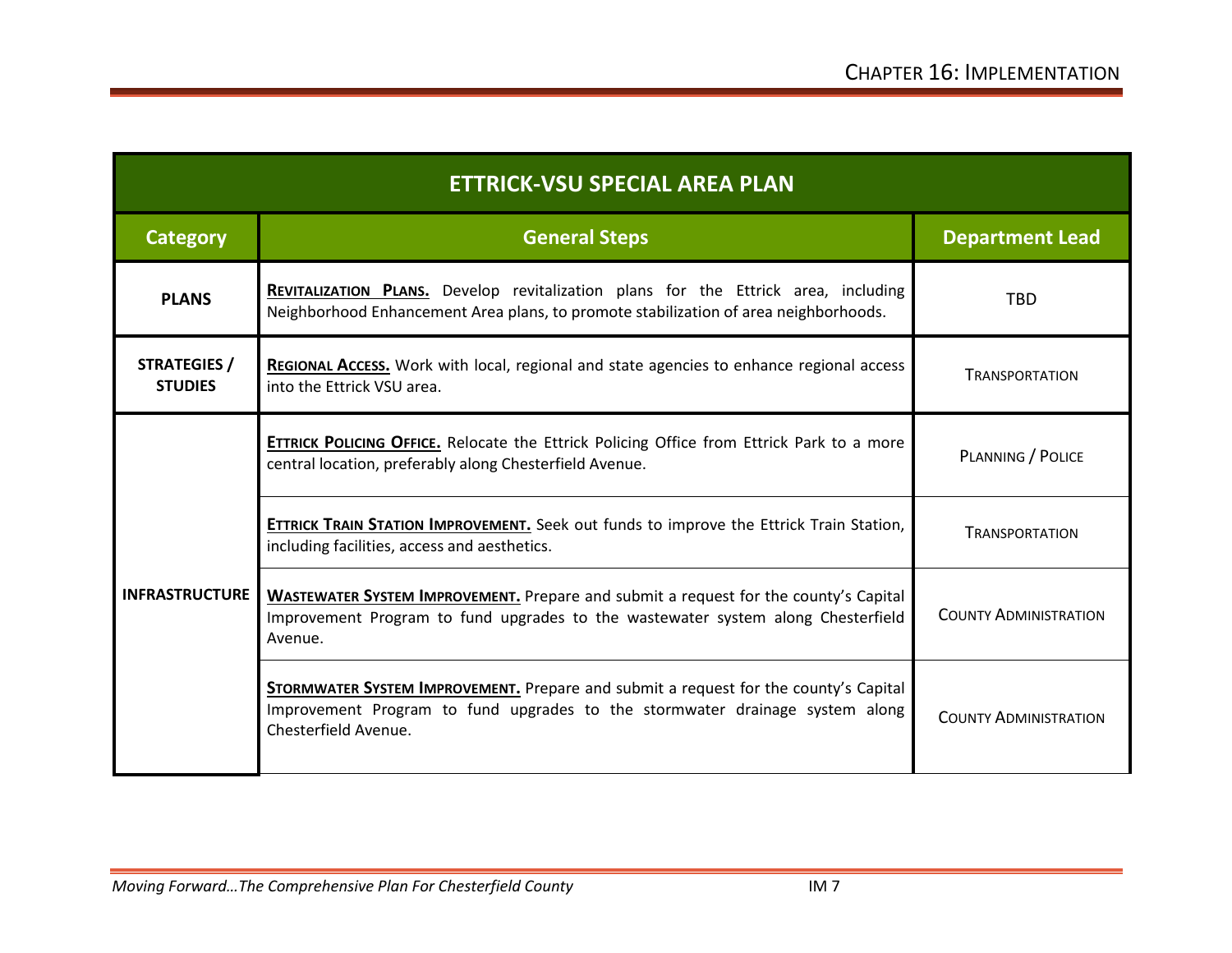| ETTRICK-VSU SPECIAL AREA PLAN | | |
|---|---|---|
| **Category** | **General Steps** | **Department Lead** |
| **PLANS** | **REVITALIZATION PLANS.** Develop revitalization plans for the Ettrick area, including Neighborhood Enhancement Area plans, to promote stabilization of area neighborhoods. | TBD |
| **STRATEGIES / STUDIES** | **REGIONAL ACCESS.** Work with local, regional and state agencies to enhance regional access into the Ettrick VSU area. | TRANSPORTATION |
| **INFRASTRUCTURE** | **ETTRICK POLICING OFFICE.** Relocate the Ettrick Policing Office from Ettrick Park to a more central location, preferably along Chesterfield Avenue. | PLANNING / POLICE |
| | **ETTRICK TRAIN STATION IMPROVEMENT.** Seek out funds to improve the Ettrick Train Station, including facilities, access and aesthetics. | TRANSPORTATION |
| | **WASTEWATER SYSTEM IMPROVEMENT.** Prepare and submit a request for the county's Capital Improvement Program to fund upgrades to the wastewater system along Chesterfield Avenue. | COUNTY ADMINISTRATION |
| | **STORMWATER SYSTEM IMPROVEMENT.** Prepare and submit a request for the county's Capital Improvement Program to fund upgrades to the stormwater drainage system along Chesterfield Avenue. | COUNTY ADMINISTRATION |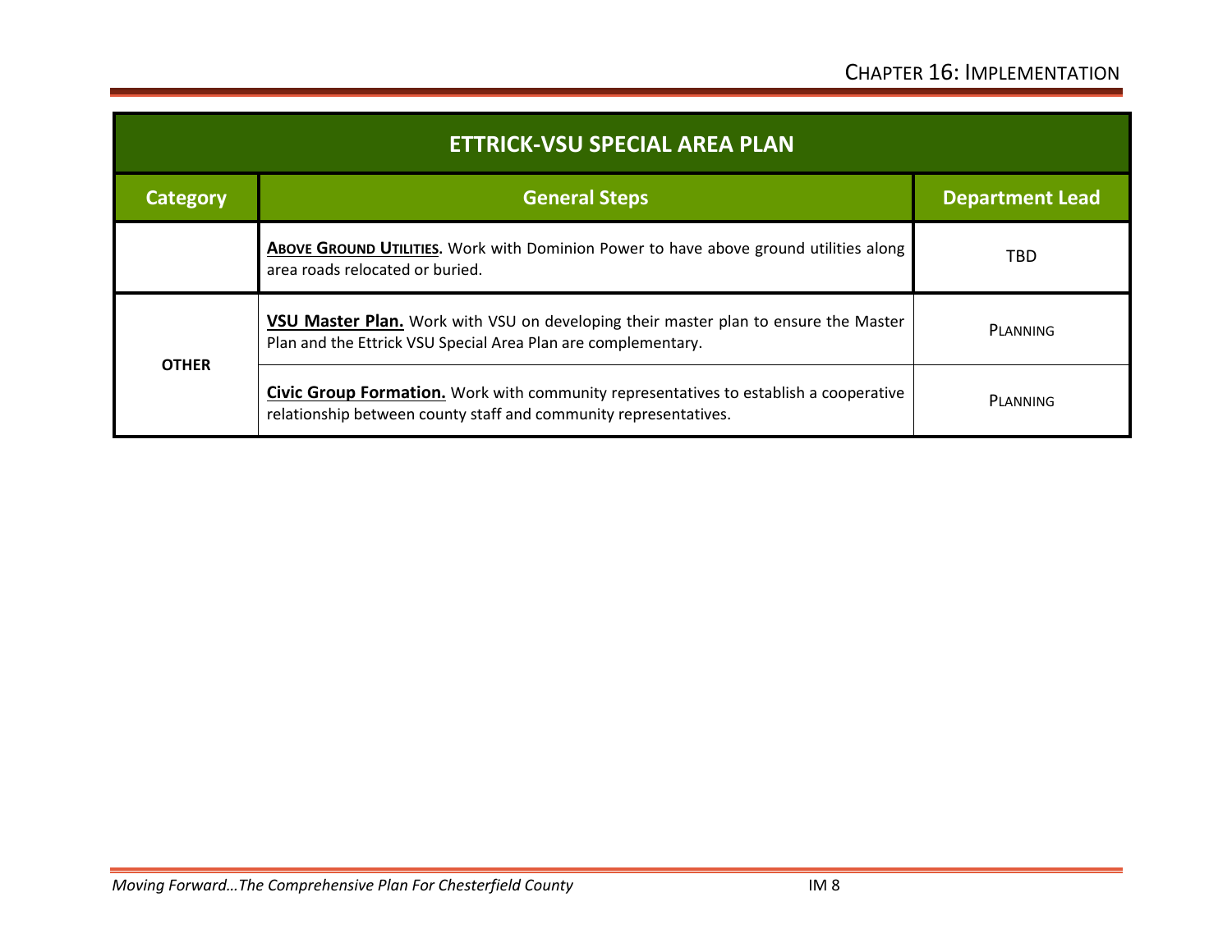| ETTRICK-VSU SPECIAL AREA PLAN | | |
|---|---|---|
| **Category** | **General Steps** | **Department Lead** |
| | **ABOVE GROUND UTILITIES.** Work with Dominion Power to have above ground utilities along area roads relocated or buried. | TBD |
| **OTHER** | **VSU Master Plan.** Work with VSU on developing their master plan to ensure the Master Plan and the Ettrick VSU Special Area Plan are complementary. | PLANNING |
| | **Civic Group Formation.** Work with community representatives to establish a cooperative relationship between county staff and community representatives. | PLANNING |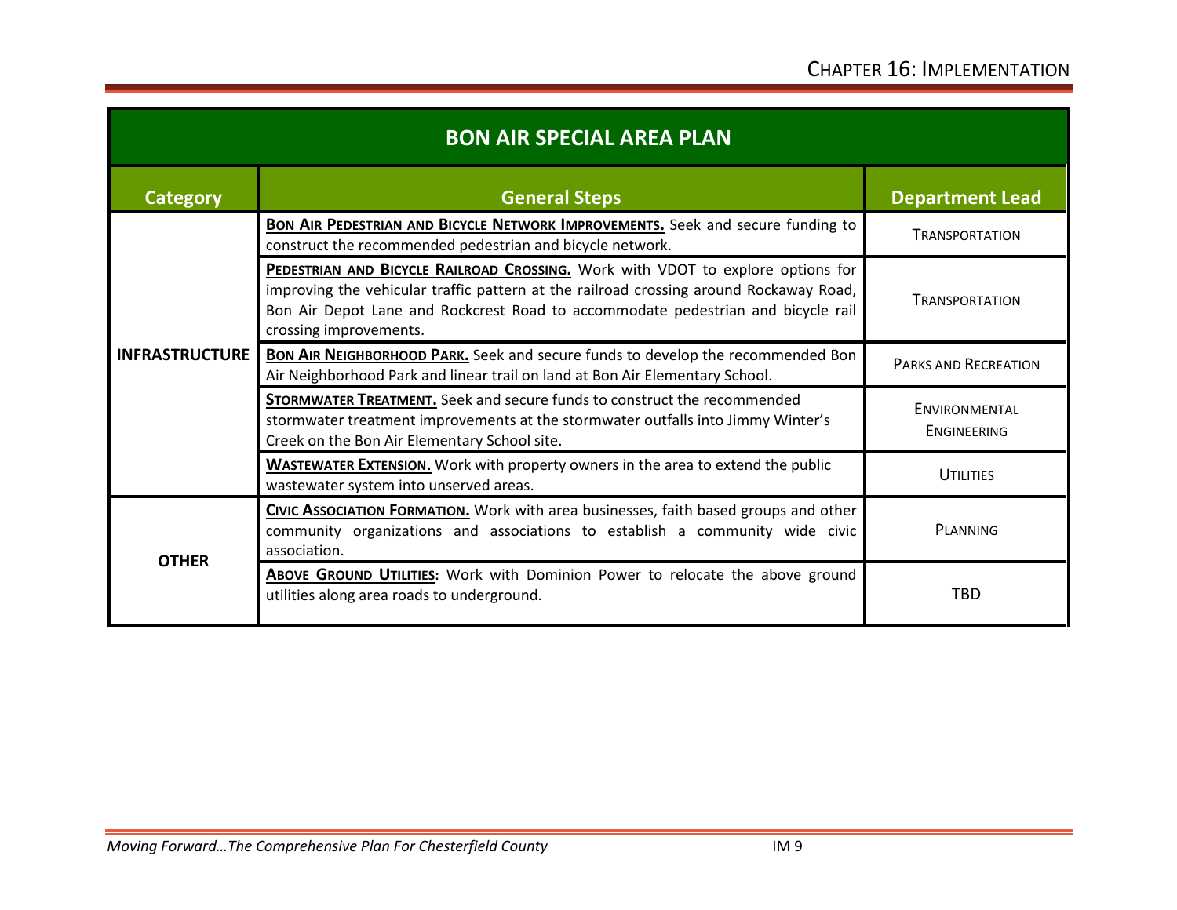## BON AIR SPECIAL AREA PLAN

| Category | General Steps | Department Lead |
|---|---|---|
| INFRASTRUCTURE | **BON AIR PEDESTRIAN AND BICYCLE NETWORK IMPROVEMENTS.** Seek and secure funding to construct the recommended pedestrian and bicycle network. | TRANSPORTATION |
| | **PEDESTRIAN AND BICYCLE RAILROAD CROSSING.** Work with VDOT to explore options for improving the vehicular traffic pattern at the railroad crossing around Rockaway Road, Bon Air Depot Lane and Rockcrest Road to accommodate pedestrian and bicycle rail crossing improvements. | TRANSPORTATION |
| | **BON AIR NEIGHBORHOOD PARK.** Seek and secure funds to develop the recommended Bon Air Neighborhood Park and linear trail on land at Bon Air Elementary School. | PARKS AND RECREATION |
| | **STORMWATER TREATMENT.** Seek and secure funds to construct the recommended stormwater treatment improvements at the stormwater outfalls into Jimmy Winter's Creek on the Bon Air Elementary School site. | ENVIRONMENTAL ENGINEERING |
| | **WASTEWATER EXTENSION.** Work with property owners in the area to extend the public wastewater system into unserved areas. | UTILITIES |
| OTHER | **CIVIC ASSOCIATION FORMATION.** Work with area businesses, faith based groups and other community organizations and associations to establish a community wide civic association. | PLANNING |
| | **ABOVE GROUND UTILITIES**: Work with Dominion Power to relocate the above ground utilities along area roads to underground. | TBD |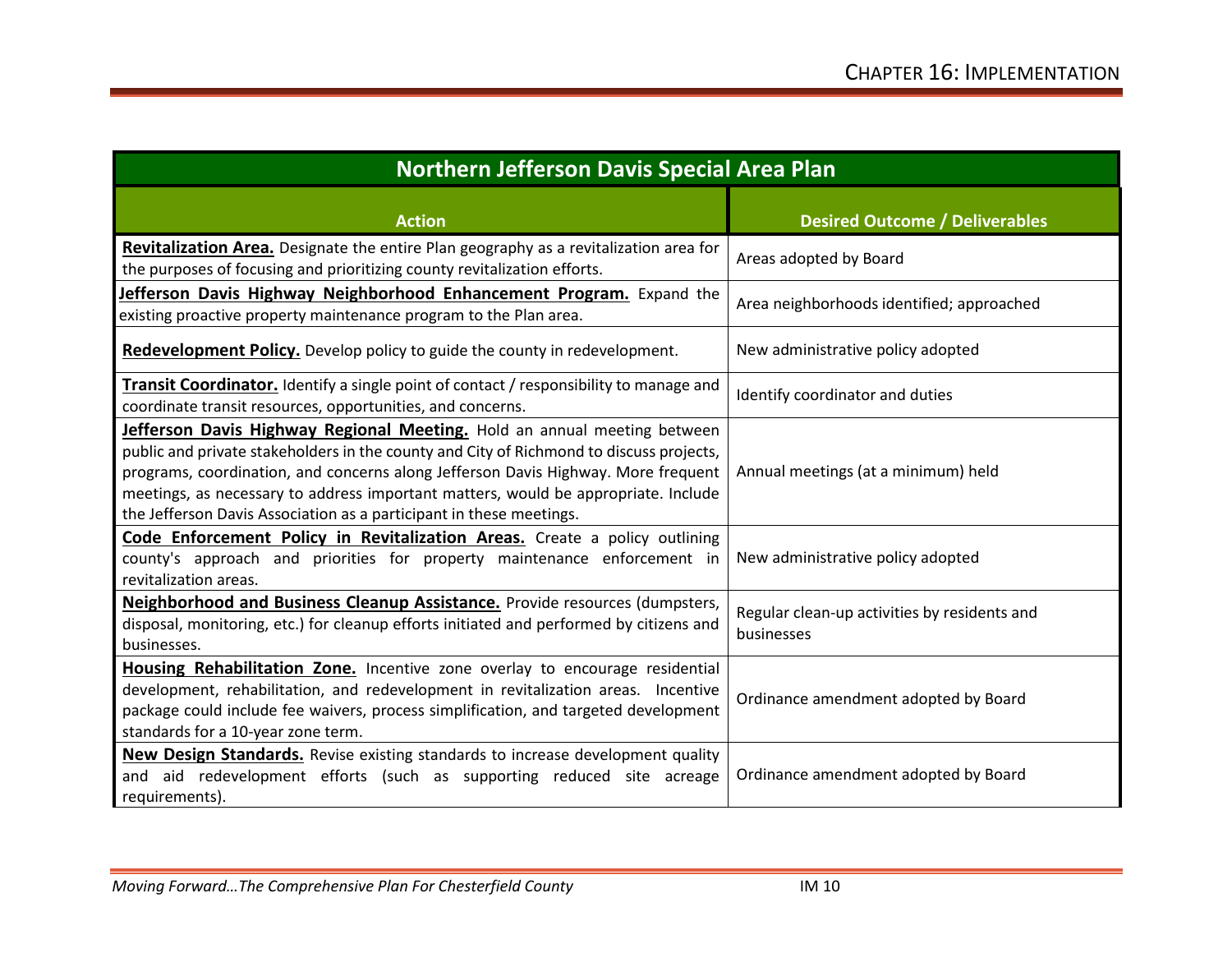| Northern Jefferson Davis Special Area Plan | |
|---|---|
| **Action** | **Desired Outcome / Deliverables** |
| **Revitalization Area.** Designate the entire Plan geography as a revitalization area for the purposes of focusing and prioritizing county revitalization efforts. | Areas adopted by Board |
| **Jefferson Davis Highway Neighborhood Enhancement Program.** Expand the existing proactive property maintenance program to the Plan area. | Area neighborhoods identified; approached |
| **Redevelopment Policy.** Develop policy to guide the county in redevelopment. | New administrative policy adopted |
| **Transit Coordinator.** Identify a single point of contact / responsibility to manage and coordinate transit resources, opportunities, and concerns. | Identify coordinator and duties |
| **Jefferson Davis Highway Regional Meeting.** Hold an annual meeting between public and private stakeholders in the county and City of Richmond to discuss projects, programs, coordination, and concerns along Jefferson Davis Highway. More frequent meetings, as necessary to address important matters, would be appropriate. Include the Jefferson Davis Association as a participant in these meetings. | Annual meetings (at a minimum) held |
| **Code Enforcement Policy in Revitalization Areas.** Create a policy outlining county's approach and priorities for property maintenance enforcement in revitalization areas. | New administrative policy adopted |
| **Neighborhood and Business Cleanup Assistance.** Provide resources (dumpsters, disposal, monitoring, etc.) for cleanup efforts initiated and performed by citizens and businesses. | Regular clean-up activities by residents and businesses |
| **Housing Rehabilitation Zone.** Incentive zone overlay to encourage residential development, rehabilitation, and redevelopment in revitalization areas. Incentive package could include fee waivers, process simplification, and targeted development standards for a 10-year zone term. | Ordinance amendment adopted by Board |
| **New Design Standards.** Revise existing standards to increase development quality and aid redevelopment efforts (such as supporting reduced site acreage requirements). | Ordinance amendment adopted by Board |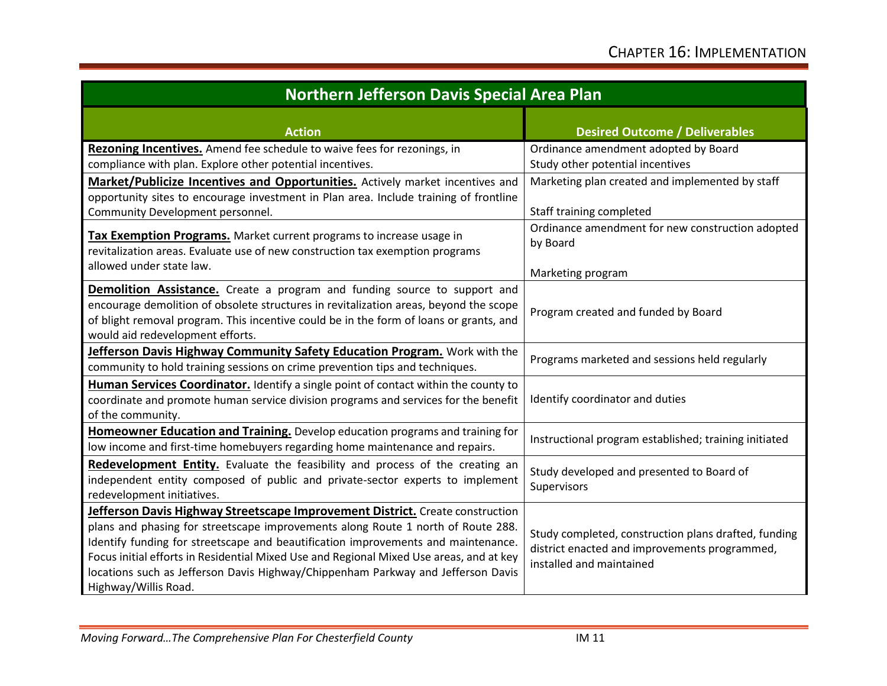| Northern Jefferson Davis Special Area Plan | |
|---|---|
| **Action** | **Desired Outcome / Deliverables** |
| **Rezoning Incentives.** Amend fee schedule to waive fees for rezonings, in compliance with plan. Explore other potential incentives. | Ordinance amendment adopted by Board<br>Study other potential incentives |
| **Market/Publicize Incentives and Opportunities.** Actively market incentives and opportunity sites to encourage investment in Plan area. Include training of frontline Community Development personnel. | Marketing plan created and implemented by staff<br>Staff training completed |
| **Tax Exemption Programs.** Market current programs to increase usage in revitalization areas. Evaluate use of new construction tax exemption programs allowed under state law. | Ordinance amendment for new construction adopted by Board<br>Marketing program |
| **Demolition Assistance.** Create a program and funding source to support and encourage demolition of obsolete structures in revitalization areas, beyond the scope of blight removal program. This incentive could be in the form of loans or grants, and would aid redevelopment efforts. | Program created and funded by Board |
| **Jefferson Davis Highway Community Safety Education Program.** Work with the community to hold training sessions on crime prevention tips and techniques. | Programs marketed and sessions held regularly |
| **Human Services Coordinator.** Identify a single point of contact within the county to coordinate and promote human service division programs and services for the benefit of the community. | Identify coordinator and duties |
| **Homeowner Education and Training.** Develop education programs and training for low income and first-time homebuyers regarding home maintenance and repairs. | Instructional program established; training initiated |
| **Redevelopment Entity.** Evaluate the feasibility and process of the creating an independent entity composed of public and private-sector experts to implement redevelopment initiatives. | Study developed and presented to Board of Supervisors |
| **Jefferson Davis Highway Streetscape Improvement District.** Create construction plans and phasing for streetscape improvements along Route 1 north of Route 288. Identify funding for streetscape and beautification improvements and maintenance. Focus initial efforts in Residential Mixed Use and Regional Mixed Use areas, and at key locations such as Jefferson Davis Highway/Chippenham Parkway and Jefferson Davis Highway/Willis Road. | Study completed, construction plans drafted, funding district enacted and improvements programmed, installed and maintained |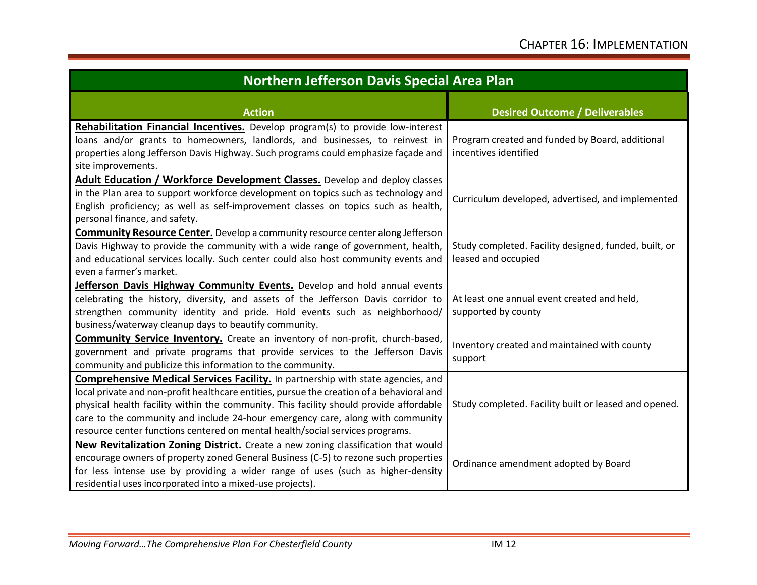| Northern Jefferson Davis Special Area Plan | |
|---|---|
| **Action** | **Desired Outcome / Deliverables** |
| **<u>Rehabilitation Financial Incentives.</u>** Develop program(s) to provide low-interest loans and/or grants to homeowners, landlords, and businesses, to reinvest in properties along Jefferson Davis Highway. Such programs could emphasize façade and site improvements. | Program created and funded by Board, additional incentives identified |
| **<u>Adult Education / Workforce Development Classes.</u>** Develop and deploy classes in the Plan area to support workforce development on topics such as technology and English proficiency; as well as self-improvement classes on topics such as health, personal finance, and safety. | Curriculum developed, advertised, and implemented |
| **<u>Community Resource Center.</u>** Develop a community resource center along Jefferson Davis Highway to provide the community with a wide range of government, health, and educational services locally. Such center could also host community events and even a farmer's market. | Study completed. Facility designed, funded, built, or leased and occupied |
| **<u>Jefferson Davis Highway Community Events.</u>** Develop and hold annual events celebrating the history, diversity, and assets of the Jefferson Davis corridor to strengthen community identity and pride. Hold events such as neighborhood/ business/waterway cleanup days to beautify community. | At least one annual event created and held, supported by county |
| **<u>Community Service Inventory.</u>** Create an inventory of non-profit, church-based, government and private programs that provide services to the Jefferson Davis community and publicize this information to the community. | Inventory created and maintained with county support |
| **<u>Comprehensive Medical Services Facility.</u>** In partnership with state agencies, and local private and non-profit healthcare entities, pursue the creation of a behavioral and physical health facility within the community. This facility should provide affordable care to the community and include 24-hour emergency care, along with community resource center functions centered on mental health/social services programs. | Study completed. Facility built or leased and opened. |
| **<u>New Revitalization Zoning District.</u>** Create a new zoning classification that would encourage owners of property zoned General Business (C-5) to rezone such properties for less intense use by providing a wider range of uses (such as higher-density residential uses incorporated into a mixed-use projects). | Ordinance amendment adopted by Board |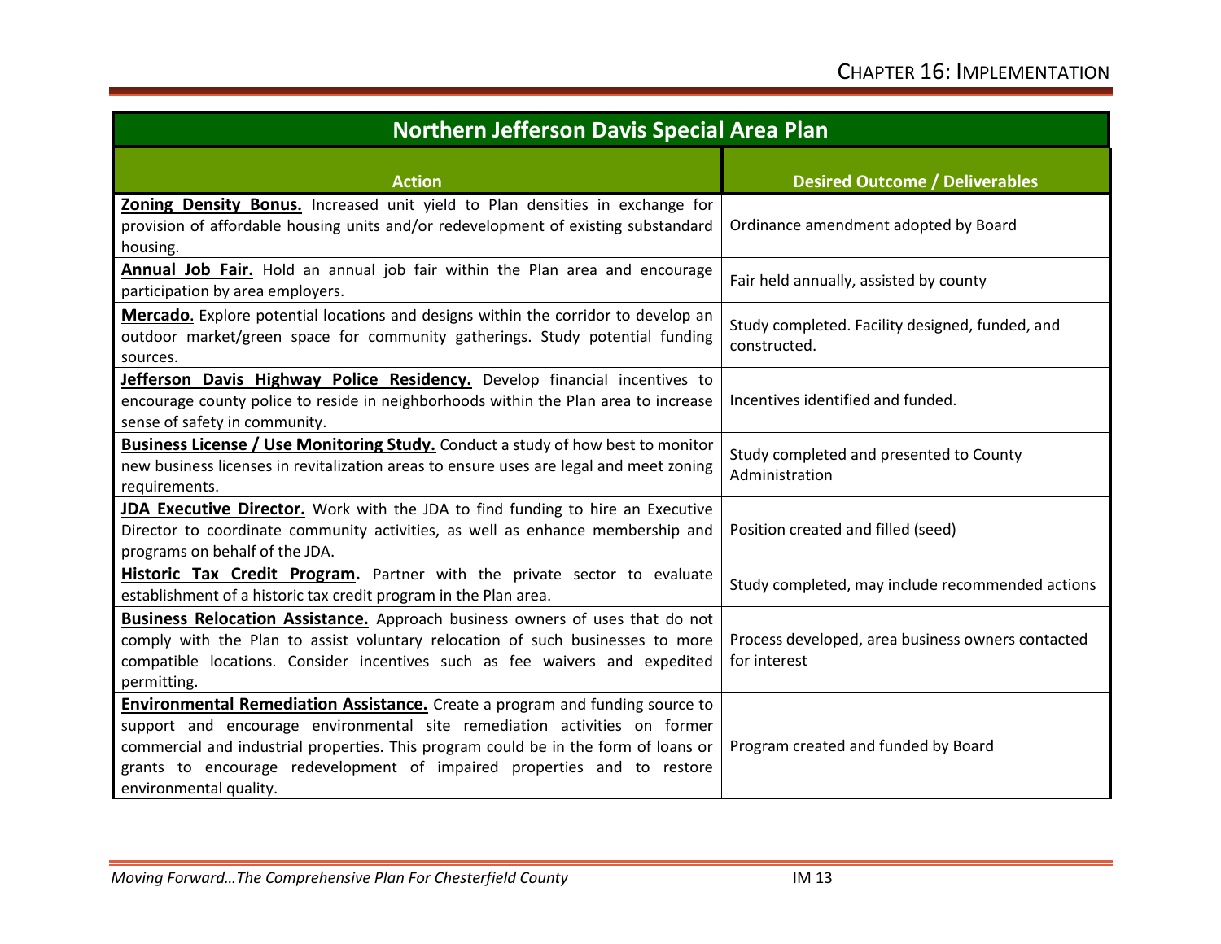| Northern Jefferson Davis Special Area Plan | |
|---|---|
| **Action** | **Desired Outcome / Deliverables** |
| **Zoning Density Bonus.** Increased unit yield to Plan densities in exchange for provision of affordable housing units and/or redevelopment of existing substandard housing. | Ordinance amendment adopted by Board |
| **Annual Job Fair.** Hold an annual job fair within the Plan area and encourage participation by area employers. | Fair held annually, assisted by county |
| **Mercado**. Explore potential locations and designs within the corridor to develop an outdoor market/green space for community gatherings. Study potential funding sources. | Study completed. Facility designed, funded, and constructed. |
| **Jefferson Davis Highway Police Residency.** Develop financial incentives to encourage county police to reside in neighborhoods within the Plan area to increase sense of safety in community. | Incentives identified and funded. |
| **Business License / Use Monitoring Study.** Conduct a study of how best to monitor new business licenses in revitalization areas to ensure uses are legal and meet zoning requirements. | Study completed and presented to County Administration |
| **JDA Executive Director.** Work with the JDA to find funding to hire an Executive Director to coordinate community activities, as well as enhance membership and programs on behalf of the JDA. | Position created and filled (seed) |
| **Historic Tax Credit Program.** Partner with the private sector to evaluate establishment of a historic tax credit program in the Plan area. | Study completed, may include recommended actions |
| **Business Relocation Assistance.** Approach business owners of uses that do not comply with the Plan to assist voluntary relocation of such businesses to more compatible locations. Consider incentives such as fee waivers and expedited permitting. | Process developed, area business owners contacted for interest |
| **Environmental Remediation Assistance.** Create a program and funding source to support and encourage environmental site remediation activities on former commercial and industrial properties. This program could be in the form of loans or grants to encourage redevelopment of impaired properties and to restore environmental quality. | Program created and funded by Board |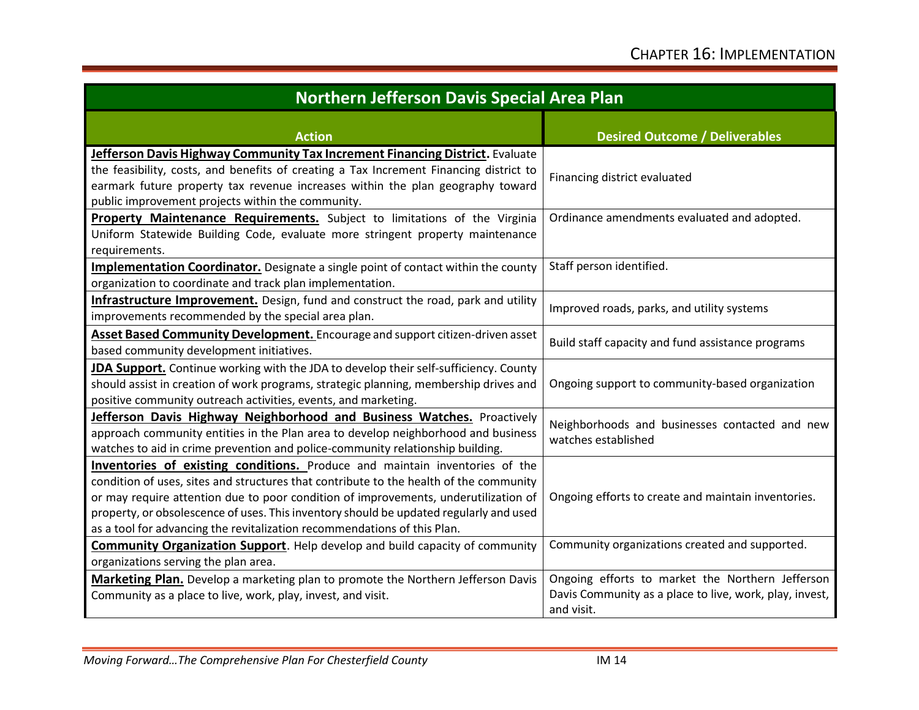| Northern Jefferson Davis Special Area Plan | |
|---|---|
| **Action** | **Desired Outcome / Deliverables** |
| **Jefferson Davis Highway Community Tax Increment Financing District.** Evaluate the feasibility, costs, and benefits of creating a Tax Increment Financing district to earmark future property tax revenue increases within the plan geography toward public improvement projects within the community. | Financing district evaluated |
| **Property Maintenance Requirements.** Subject to limitations of the Virginia Uniform Statewide Building Code, evaluate more stringent property maintenance requirements. | Ordinance amendments evaluated and adopted. |
| **Implementation Coordinator.** Designate a single point of contact within the county organization to coordinate and track plan implementation. | Staff person identified. |
| **Infrastructure Improvement.** Design, fund and construct the road, park and utility improvements recommended by the special area plan. | Improved roads, parks, and utility systems |
| **Asset Based Community Development.** Encourage and support citizen-driven asset based community development initiatives. | Build staff capacity and fund assistance programs |
| **JDA Support.** Continue working with the JDA to develop their self-sufficiency. County should assist in creation of work programs, strategic planning, membership drives and positive community outreach activities, events, and marketing. | Ongoing support to community-based organization |
| **Jefferson Davis Highway Neighborhood and Business Watches.** Proactively approach community entities in the Plan area to develop neighborhood and business watches to aid in crime prevention and police-community relationship building. | Neighborhoods and businesses contacted and new watches established |
| **Inventories of existing conditions.** Produce and maintain inventories of the condition of uses, sites and structures that contribute to the health of the community or may require attention due to poor condition of improvements, underutilization of property, or obsolescence of uses. This inventory should be updated regularly and used as a tool for advancing the revitalization recommendations of this Plan. | Ongoing efforts to create and maintain inventories. |
| **Community Organization Support**. Help develop and build capacity of community organizations serving the plan area. | Community organizations created and supported. |
| **Marketing Plan.** Develop a marketing plan to promote the Northern Jefferson Davis Community as a place to live, work, play, invest, and visit. | Ongoing efforts to market the Northern Jefferson Davis Community as a place to live, work, play, invest, and visit. |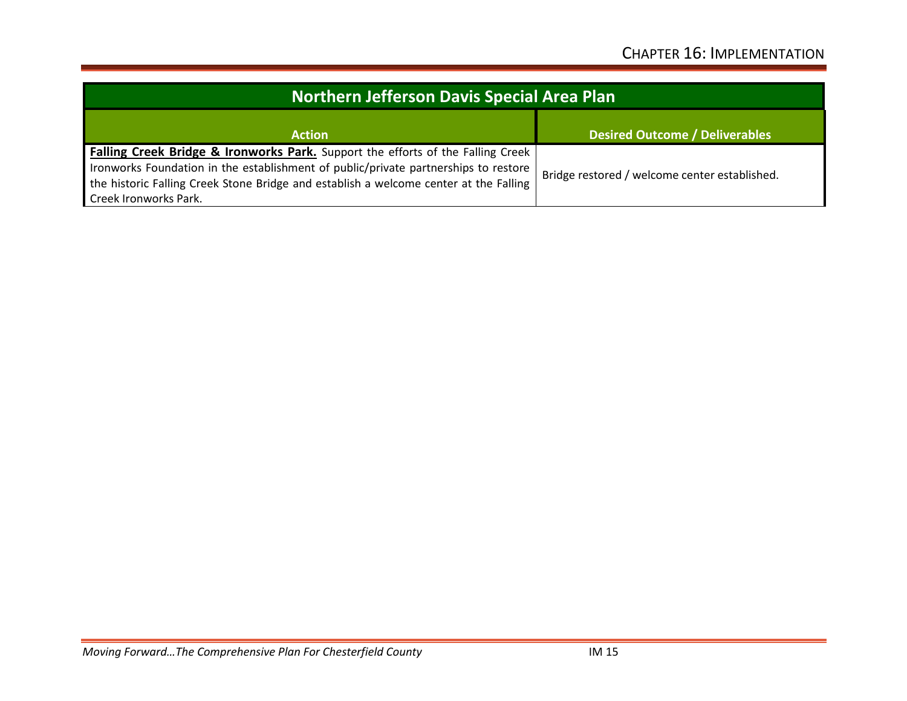| Northern Jefferson Davis Special Area Plan | |
|---|---|
| **Action** | **Desired Outcome / Deliverables** |
| **Falling Creek Bridge & Ironworks Park.** Support the efforts of the Falling Creek Ironworks Foundation in the establishment of public/private partnerships to restore the historic Falling Creek Stone Bridge and establish a welcome center at the Falling Creek Ironworks Park. | Bridge restored / welcome center established. |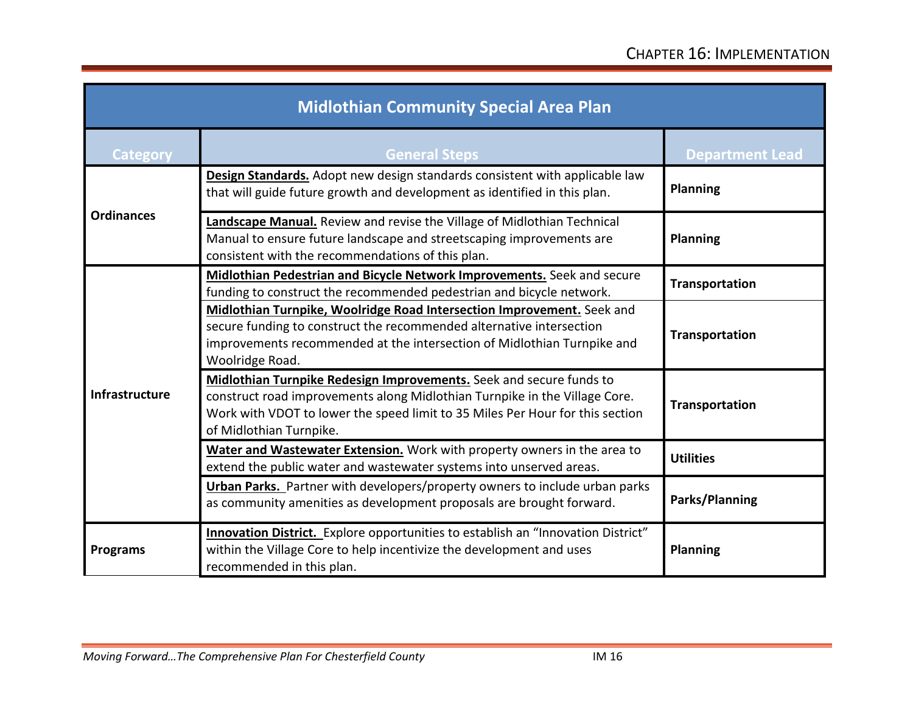| Midlothian Community Special Area Plan | | |
|---|---|---|
| **Category** | **General Steps** | **Department Lead** |
| **Ordinances** | **Design Standards.** Adopt new design standards consistent with applicable law that will guide future growth and development as identified in this plan. | **Planning** |
| | **Landscape Manual.** Review and revise the Village of Midlothian Technical Manual to ensure future landscape and streetscaping improvements are consistent with the recommendations of this plan. | **Planning** |
| **Infrastructure** | **Midlothian Pedestrian and Bicycle Network Improvements.** Seek and secure funding to construct the recommended pedestrian and bicycle network. | **Transportation** |
| | **Midlothian Turnpike, Woolridge Road Intersection Improvement.** Seek and secure funding to construct the recommended alternative intersection improvements recommended at the intersection of Midlothian Turnpike and Woolridge Road. | **Transportation** |
| | **Midlothian Turnpike Redesign Improvements.** Seek and secure funds to construct road improvements along Midlothian Turnpike in the Village Core. Work with VDOT to lower the speed limit to 35 Miles Per Hour for this section of Midlothian Turnpike. | **Transportation** |
| | **Water and Wastewater Extension.** Work with property owners in the area to extend the public water and wastewater systems into unserved areas. | **Utilities** |
| | **Urban Parks.** Partner with developers/property owners to include urban parks as community amenities as development proposals are brought forward. | **Parks/Planning** |
| **Programs** | **Innovation District.** Explore opportunities to establish an "Innovation District" within the Village Core to help incentivize the development and uses recommended in this plan. | **Planning** |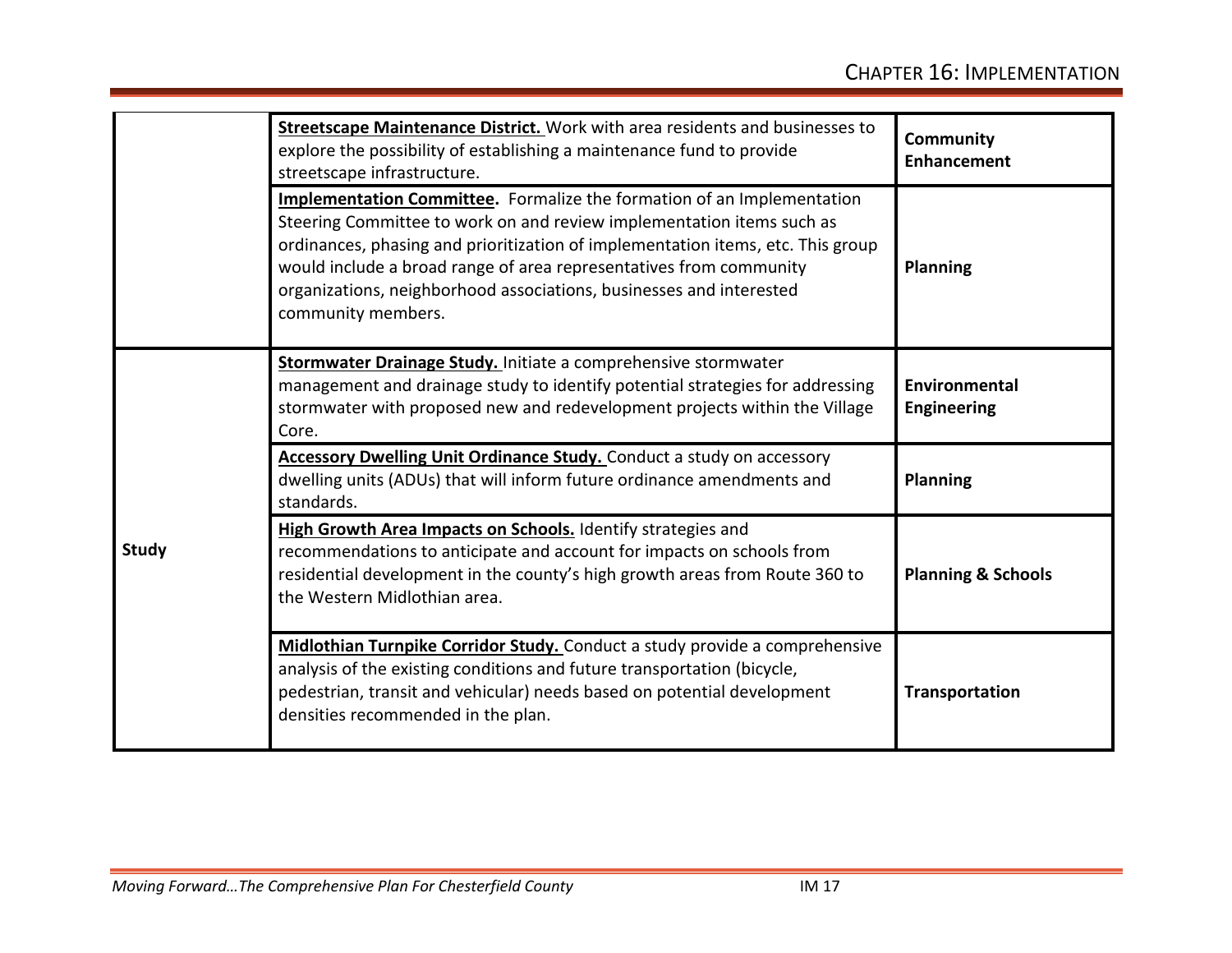| | | |
|---|---|---|
| | **Streetscape Maintenance District.** Work with area residents and businesses to explore the possibility of establishing a maintenance fund to provide streetscape infrastructure. | **Community Enhancement** |
| | **Implementation Committee.** Formalize the formation of an Implementation Steering Committee to work on and review implementation items such as ordinances, phasing and prioritization of implementation items, etc. This group would include a broad range of area representatives from community organizations, neighborhood associations, businesses and interested community members. | **Planning** |
| **Study** | **Stormwater Drainage Study.** Initiate a comprehensive stormwater management and drainage study to identify potential strategies for addressing stormwater with proposed new and redevelopment projects within the Village Core. | **Environmental Engineering** |
| | **Accessory Dwelling Unit Ordinance Study.** Conduct a study on accessory dwelling units (ADUs) that will inform future ordinance amendments and standards. | **Planning** |
| | **High Growth Area Impacts on Schools.** Identify strategies and recommendations to anticipate and account for impacts on schools from residential development in the county's high growth areas from Route 360 to the Western Midlothian area. | **Planning & Schools** |
| | **Midlothian Turnpike Corridor Study.** Conduct a study provide a comprehensive analysis of the existing conditions and future transportation (bicycle, pedestrian, transit and vehicular) needs based on potential development densities recommended in the plan. | **Transportation** |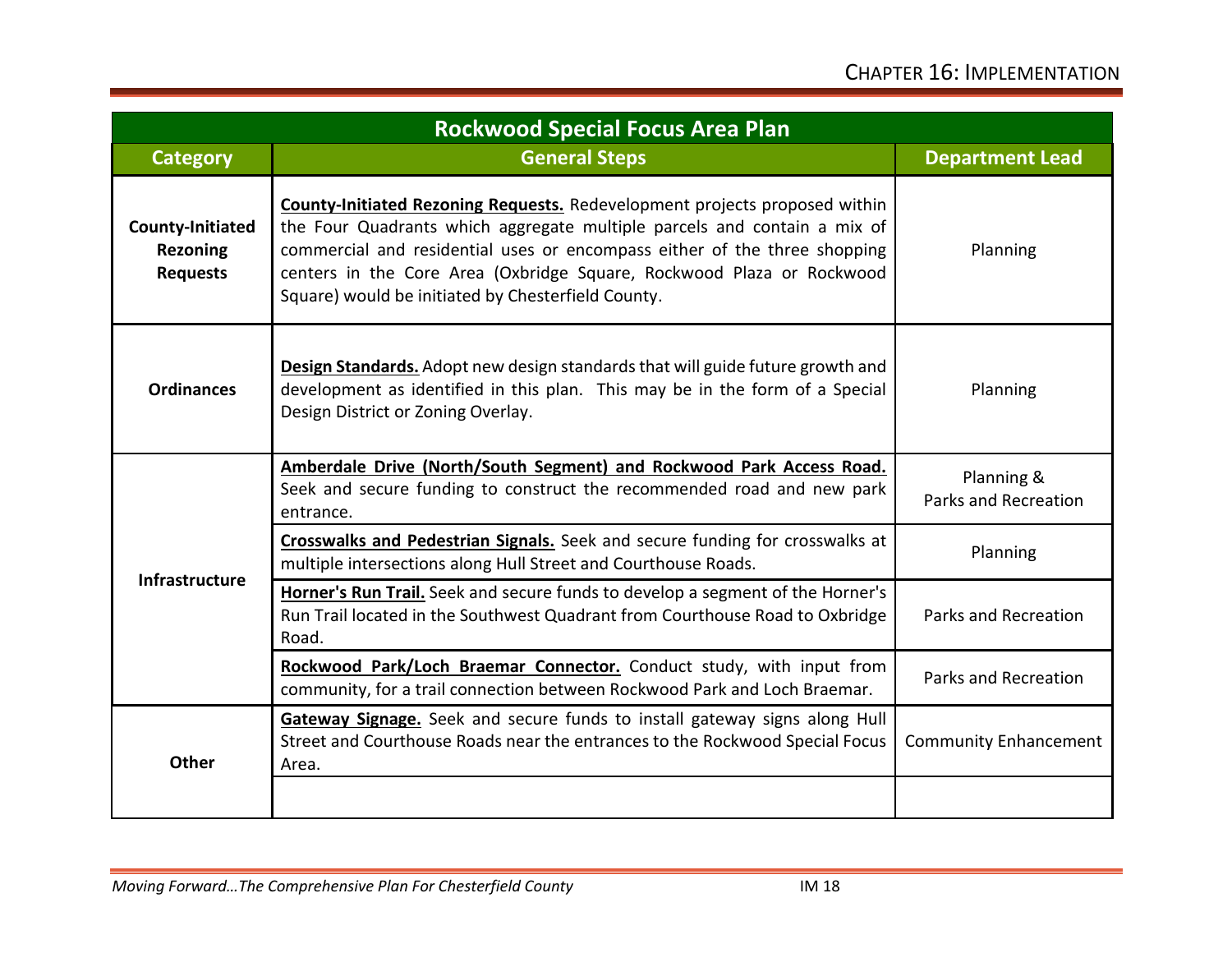| Rockwood Special Focus Area Plan | | |
|---|---|---|
| **Category** | **General Steps** | **Department Lead** |
| **County-Initiated Rezoning Requests** | **County-Initiated Rezoning Requests.** Redevelopment projects proposed within the Four Quadrants which aggregate multiple parcels and contain a mix of commercial and residential uses or encompass either of the three shopping centers in the Core Area (Oxbridge Square, Rockwood Plaza or Rockwood Square) would be initiated by Chesterfield County. | Planning |
| **Ordinances** | **Design Standards.** Adopt new design standards that will guide future growth and development as identified in this plan. This may be in the form of a Special Design District or Zoning Overlay. | Planning |
| **Infrastructure** | **Amberdale Drive (North/South Segment) and Rockwood Park Access Road.** Seek and secure funding to construct the recommended road and new park entrance. | Planning & Parks and Recreation |
| | **Crosswalks and Pedestrian Signals.** Seek and secure funding for crosswalks at multiple intersections along Hull Street and Courthouse Roads. | Planning |
| | **Horner's Run Trail.** Seek and secure funds to develop a segment of the Horner's Run Trail located in the Southwest Quadrant from Courthouse Road to Oxbridge Road. | Parks and Recreation |
| | **Rockwood Park/Loch Braemar Connector.** Conduct study, with input from community, for a trail connection between Rockwood Park and Loch Braemar. | Parks and Recreation |
| **Other** | **Gateway Signage.** Seek and secure funds to install gateway signs along Hull Street and Courthouse Roads near the entrances to the Rockwood Special Focus Area. | Community Enhancement |
| | | |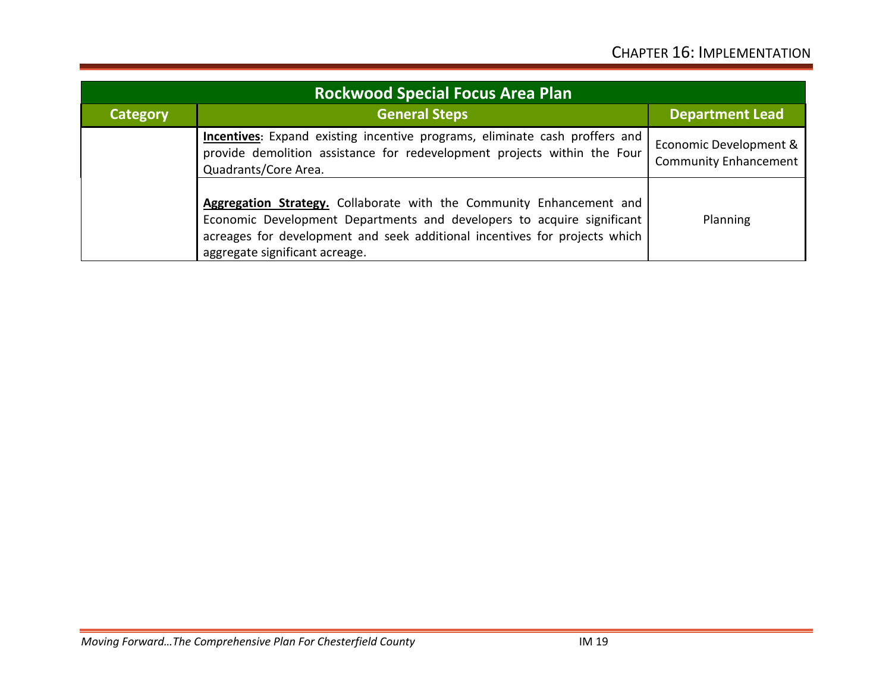| Rockwood Special Focus Area Plan | | |
| --- | --- | --- |
| **Category** | **General Steps** | **Department Lead** |
| | **Incentives**: Expand existing incentive programs, eliminate cash proffers and provide demolition assistance for redevelopment projects within the Four Quadrants/Core Area. | Economic Development & Community Enhancement |
| | **Aggregation Strategy.** Collaborate with the Community Enhancement and Economic Development Departments and developers to acquire significant acreages for development and seek additional incentives for projects which aggregate significant acreage. | Planning |